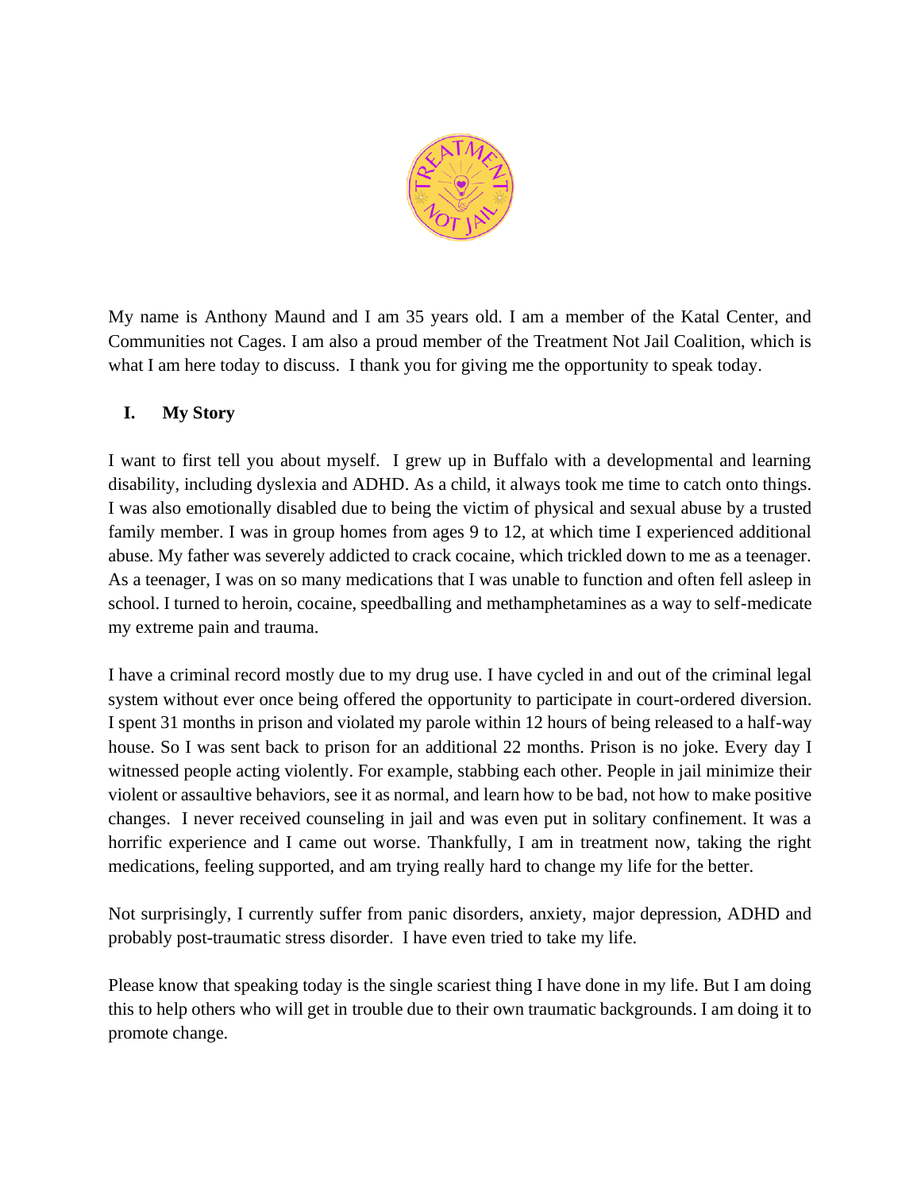My name is Anthony Maund and I am 35 years old. I am a member of the Katal Center, and Communities not Cages. I am also a proud member of the Treatment Not Jail Coalition, which is what I am here today to discuss. I thank you for giving me the opportunity to speak today.

## I. My Story

I want to first tell you about myself. I grew up in Buffalo with a developmental and learning disability, including dyslexia and ADHD. As a child, it always took me time to catch onto things. I was also emotionally disabled due to being the victim of physical and sexual abuse by a trusted family member. I was in group homes from ages 9 to 12, at which time I experienced additional abuse. My father was severely addicted to crack cocaine, which trickled down to me as a teenager. As a teenager, I was on so many medications that I was unable to function and often fell asleep in school. I turned to heroin, cocaine, speedballing and methamphetamines as a way to self-medicate my extreme pain and trauma.

I have a criminal record mostly due to my drug use. I have cycled in and out of the criminal legal system without ever once being offered the opportunity to participate in court-ordered diversion. I spent 31 months in prison and violated my parole within 12 hours of being released to a half-way house. So I was sent back to prison for an additional 22 months. Prison is no joke. Every day I witnessed people acting violently. For example, stabbing each other. People in jail minimize their violent or assaultive behaviors, see it as normal, and learn how to be bad, not how to make positive changes. I never received counseling in jail and was even put in solitary confinement. It was a horrific experience and I came out worse. Thankfully, I am in treatment now, taking the right medications, feeling supported, and am trying really hard to change my life for the better.

Not surprisingly, I currently suffer from panic disorders, anxiety, major depression, ADHD and probably post-traumatic stress disorder. I have even tried to take my life.

Please know that speaking today is the single scariest thing I have done in my life. But I am doing this to help others who will get in trouble due to their own traumatic backgrounds. I am doing it to promote change.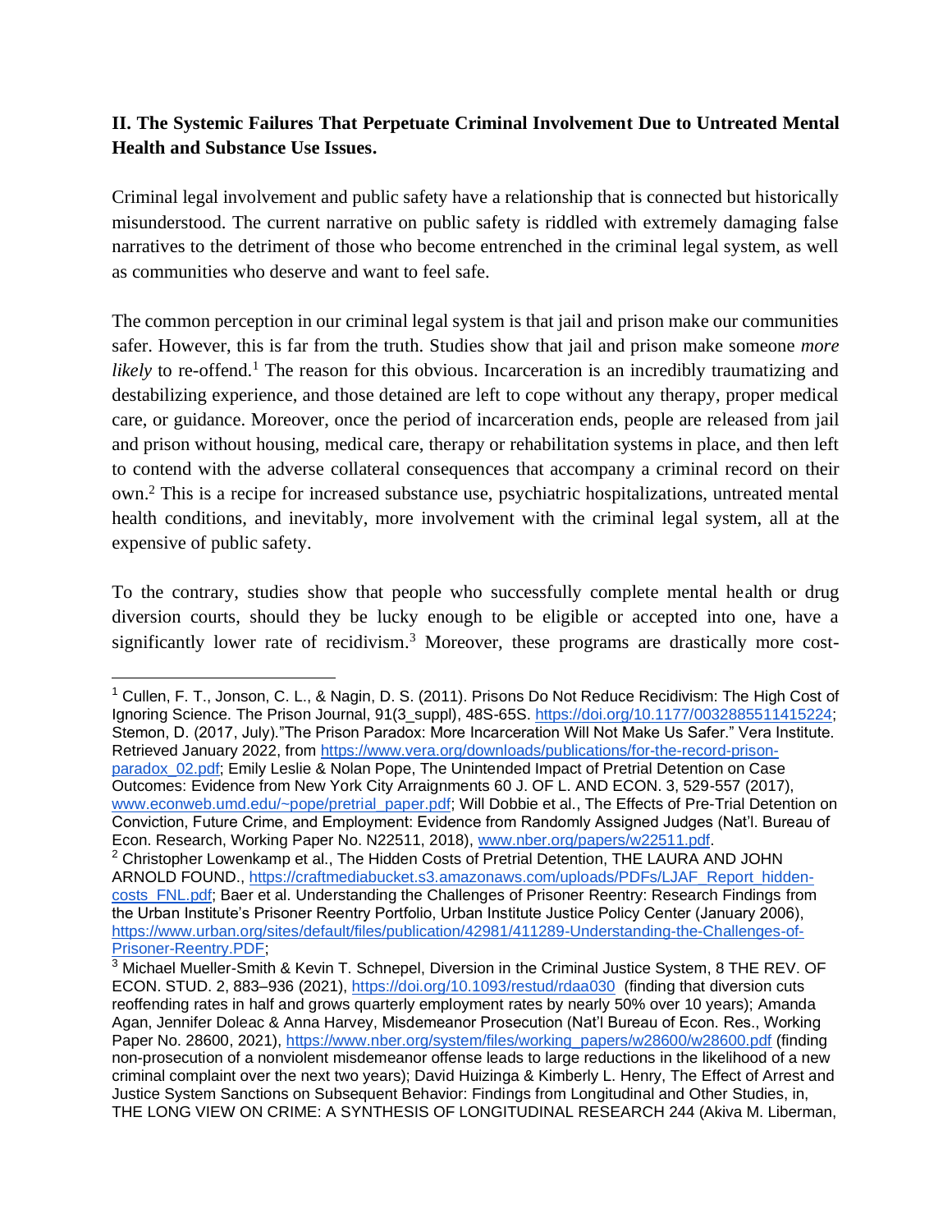**II. The Systemic Failures That Perpetuate Criminal Involvement Due to Untreated Mental Health and Substance Use Issues.**

Criminal legal involvement and public safety have a relationship that is connected but historically misunderstood. The current narrative on public safety is riddled with extremely damaging false narratives to the detriment of those who become entrenched in the criminal legal system, as well as communities who deserve and want to feel safe.

The common perception in our criminal legal system is that jail and prison make our communities safer. However, this is far from the truth. Studies show that jail and prison make someone *more likely* to re-offend.[1] The reason for this obvious. Incarceration is an incredibly traumatizing and destabilizing experience, and those detained are left to cope without any therapy, proper medical care, or guidance. Moreover, once the period of incarceration ends, people are released from jail and prison without housing, medical care, therapy or rehabilitation systems in place, and then left to contend with the adverse collateral consequences that accompany a criminal record on their own.[2] This is a recipe for increased substance use, psychiatric hospitalizations, untreated mental health conditions, and inevitably, more involvement with the criminal legal system, all at the expensive of public safety.

To the contrary, studies show that people who successfully complete mental health or drug diversion courts, should they be lucky enough to be eligible or accepted into one, have a significantly lower rate of recidivism.[3] Moreover, these programs are drastically more cost-

---

[1] Cullen, F. T., Jonson, C. L., & Nagin, D. S. (2011). Prisons Do Not Reduce Recidivism: The High Cost of Ignoring Science. The Prison Journal, 91(3_suppl), 48S-65S. https://doi.org/10.1177/0032885511415224; Stemon, D. (2017, July)."The Prison Paradox: More Incarceration Will Not Make Us Safer." Vera Institute. Retrieved January 2022, from https://www.vera.org/downloads/publications/for-the-record-prison-paradox_02.pdf; Emily Leslie & Nolan Pope, The Unintended Impact of Pretrial Detention on Case Outcomes: Evidence from New York City Arraignments 60 J. OF L. AND ECON. 3, 529-557 (2017), www.econweb.umd.edu/~pope/pretrial_paper.pdf; Will Dobbie et al., The Effects of Pre-Trial Detention on Conviction, Future Crime, and Employment: Evidence from Randomly Assigned Judges (Nat'l. Bureau of Econ. Research, Working Paper No. N22511, 2018), www.nber.org/papers/w22511.pdf.

[2] Christopher Lowenkamp et al., The Hidden Costs of Pretrial Detention, THE LAURA AND JOHN ARNOLD FOUND., https://craftmediabucket.s3.amazonaws.com/uploads/PDFs/LJAF_Report_hidden-costs_FNL.pdf; Baer et al. Understanding the Challenges of Prisoner Reentry: Research Findings from the Urban Institute's Prisoner Reentry Portfolio, Urban Institute Justice Policy Center (January 2006), https://www.urban.org/sites/default/files/publication/42981/411289-Understanding-the-Challenges-of-Prisoner-Reentry.PDF;

[3] Michael Mueller-Smith & Kevin T. Schnepel, Diversion in the Criminal Justice System, 8 THE REV. OF ECON. STUD. 2, 883–936 (2021), https://doi.org/10.1093/restud/rdaa030 (finding that diversion cuts reoffending rates in half and grows quarterly employment rates by nearly 50% over 10 years); Amanda Agan, Jennifer Doleac & Anna Harvey, Misdemeanor Prosecution (Nat'l Bureau of Econ. Res., Working Paper No. 28600, 2021), https://www.nber.org/system/files/working_papers/w28600/w28600.pdf (finding non-prosecution of a nonviolent misdemeanor offense leads to large reductions in the likelihood of a new criminal complaint over the next two years); David Huizinga & Kimberly L. Henry, The Effect of Arrest and Justice System Sanctions on Subsequent Behavior: Findings from Longitudinal and Other Studies, in, THE LONG VIEW ON CRIME: A SYNTHESIS OF LONGITUDINAL RESEARCH 244 (Akiva M. Liberman,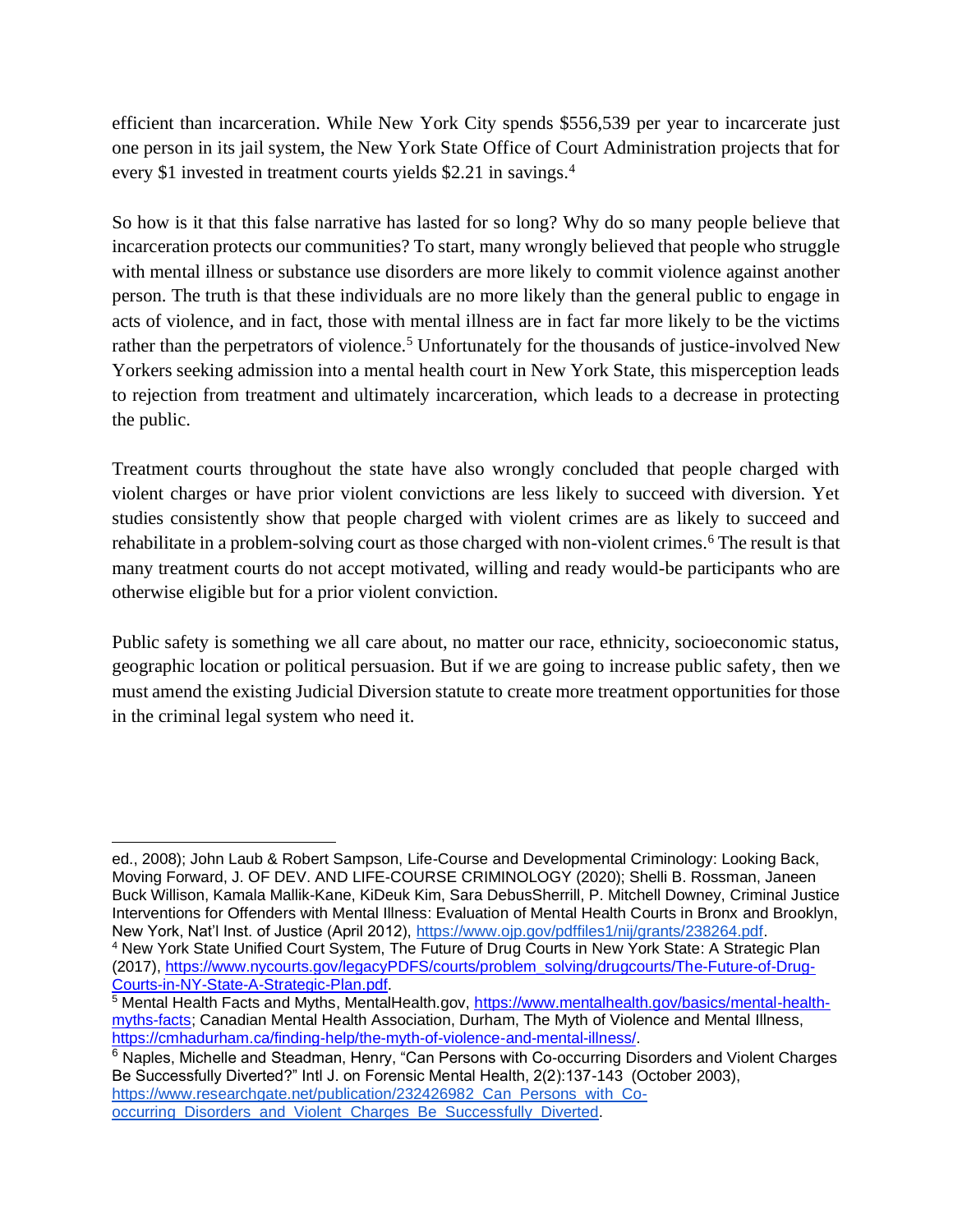efficient than incarceration. While New York City spends $556,539 per year to incarcerate just one person in its jail system, the New York State Office of Court Administration projects that for every $1 invested in treatment courts yields $2.21 in savings.[4]

So how is it that this false narrative has lasted for so long? Why do so many people believe that incarceration protects our communities? To start, many wrongly believed that people who struggle with mental illness or substance use disorders are more likely to commit violence against another person. The truth is that these individuals are no more likely than the general public to engage in acts of violence, and in fact, those with mental illness are in fact far more likely to be the victims rather than the perpetrators of violence.[5] Unfortunately for the thousands of justice-involved New Yorkers seeking admission into a mental health court in New York State, this misperception leads to rejection from treatment and ultimately incarceration, which leads to a decrease in protecting the public.

Treatment courts throughout the state have also wrongly concluded that people charged with violent charges or have prior violent convictions are less likely to succeed with diversion. Yet studies consistently show that people charged with violent crimes are as likely to succeed and rehabilitate in a problem-solving court as those charged with non-violent crimes.[6] The result is that many treatment courts do not accept motivated, willing and ready would-be participants who are otherwise eligible but for a prior violent conviction.

Public safety is something we all care about, no matter our race, ethnicity, socioeconomic status, geographic location or political persuasion. But if we are going to increase public safety, then we must amend the existing Judicial Diversion statute to create more treatment opportunities for those in the criminal legal system who need it.

---

ed., 2008); John Laub & Robert Sampson, Life-Course and Developmental Criminology: Looking Back, Moving Forward, J. OF DEV. AND LIFE-COURSE CRIMINOLOGY (2020); Shelli B. Rossman, Janeen Buck Willison, Kamala Mallik-Kane, KiDeuk Kim, Sara DebusSherrill, P. Mitchell Downey, Criminal Justice Interventions for Offenders with Mental Illness: Evaluation of Mental Health Courts in Bronx and Brooklyn, New York, Nat'l Inst. of Justice (April 2012), https://www.ojp.gov/pdffiles1/nij/grants/238264.pdf.

[4] New York State Unified Court System, The Future of Drug Courts in New York State: A Strategic Plan (2017), https://www.nycourts.gov/legacyPDFS/courts/problem_solving/drugcourts/The-Future-of-Drug-Courts-in-NY-State-A-Strategic-Plan.pdf.

[5] Mental Health Facts and Myths, MentalHealth.gov, https://www.mentalhealth.gov/basics/mental-health-myths-facts; Canadian Mental Health Association, Durham, The Myth of Violence and Mental Illness, https://cmhadurham.ca/finding-help/the-myth-of-violence-and-mental-illness/.

[6] Naples, Michelle and Steadman, Henry, "Can Persons with Co-occurring Disorders and Violent Charges Be Successfully Diverted?" Intl J. on Forensic Mental Health, 2(2):137-143 (October 2003), https://www.researchgate.net/publication/232426982_Can_Persons_with_Co-occurring_Disorders_and_Violent_Charges_Be_Successfully_Diverted.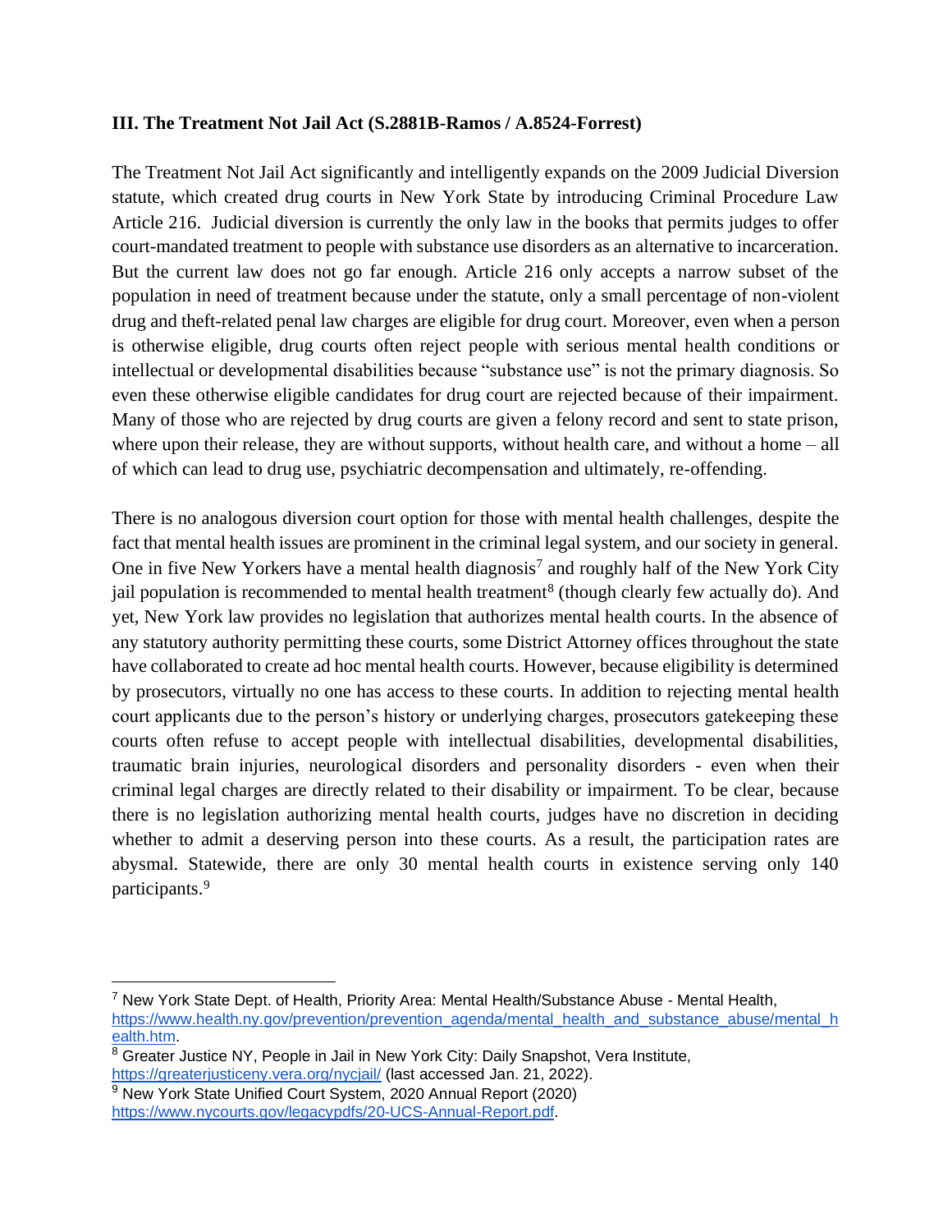**III. The Treatment Not Jail Act (S.2881B-Ramos / A.8524-Forrest)**

The Treatment Not Jail Act significantly and intelligently expands on the 2009 Judicial Diversion statute, which created drug courts in New York State by introducing Criminal Procedure Law Article 216. Judicial diversion is currently the only law in the books that permits judges to offer court-mandated treatment to people with substance use disorders as an alternative to incarceration. But the current law does not go far enough. Article 216 only accepts a narrow subset of the population in need of treatment because under the statute, only a small percentage of non-violent drug and theft-related penal law charges are eligible for drug court. Moreover, even when a person is otherwise eligible, drug courts often reject people with serious mental health conditions or intellectual or developmental disabilities because "substance use" is not the primary diagnosis. So even these otherwise eligible candidates for drug court are rejected because of their impairment. Many of those who are rejected by drug courts are given a felony record and sent to state prison, where upon their release, they are without supports, without health care, and without a home – all of which can lead to drug use, psychiatric decompensation and ultimately, re-offending.

There is no analogous diversion court option for those with mental health challenges, despite the fact that mental health issues are prominent in the criminal legal system, and our society in general. One in five New Yorkers have a mental health diagnosis[7] and roughly half of the New York City jail population is recommended to mental health treatment[8] (though clearly few actually do). And yet, New York law provides no legislation that authorizes mental health courts. In the absence of any statutory authority permitting these courts, some District Attorney offices throughout the state have collaborated to create ad hoc mental health courts. However, because eligibility is determined by prosecutors, virtually no one has access to these courts. In addition to rejecting mental health court applicants due to the person's history or underlying charges, prosecutors gatekeeping these courts often refuse to accept people with intellectual disabilities, developmental disabilities, traumatic brain injuries, neurological disorders and personality disorders - even when their criminal legal charges are directly related to their disability or impairment. To be clear, because there is no legislation authorizing mental health courts, judges have no discretion in deciding whether to admit a deserving person into these courts. As a result, the participation rates are abysmal. Statewide, there are only 30 mental health courts in existence serving only 140 participants.[9]

---

[7] New York State Dept. of Health, Priority Area: Mental Health/Substance Abuse - Mental Health, https://www.health.ny.gov/prevention/prevention_agenda/mental_health_and_substance_abuse/mental_health.htm.

[8] Greater Justice NY, People in Jail in New York City: Daily Snapshot, Vera Institute, https://greaterjusticeny.vera.org/nycjail/ (last accessed Jan. 21, 2022).

[9] New York State Unified Court System, 2020 Annual Report (2020) https://www.nycourts.gov/legacypdfs/20-UCS-Annual-Report.pdf.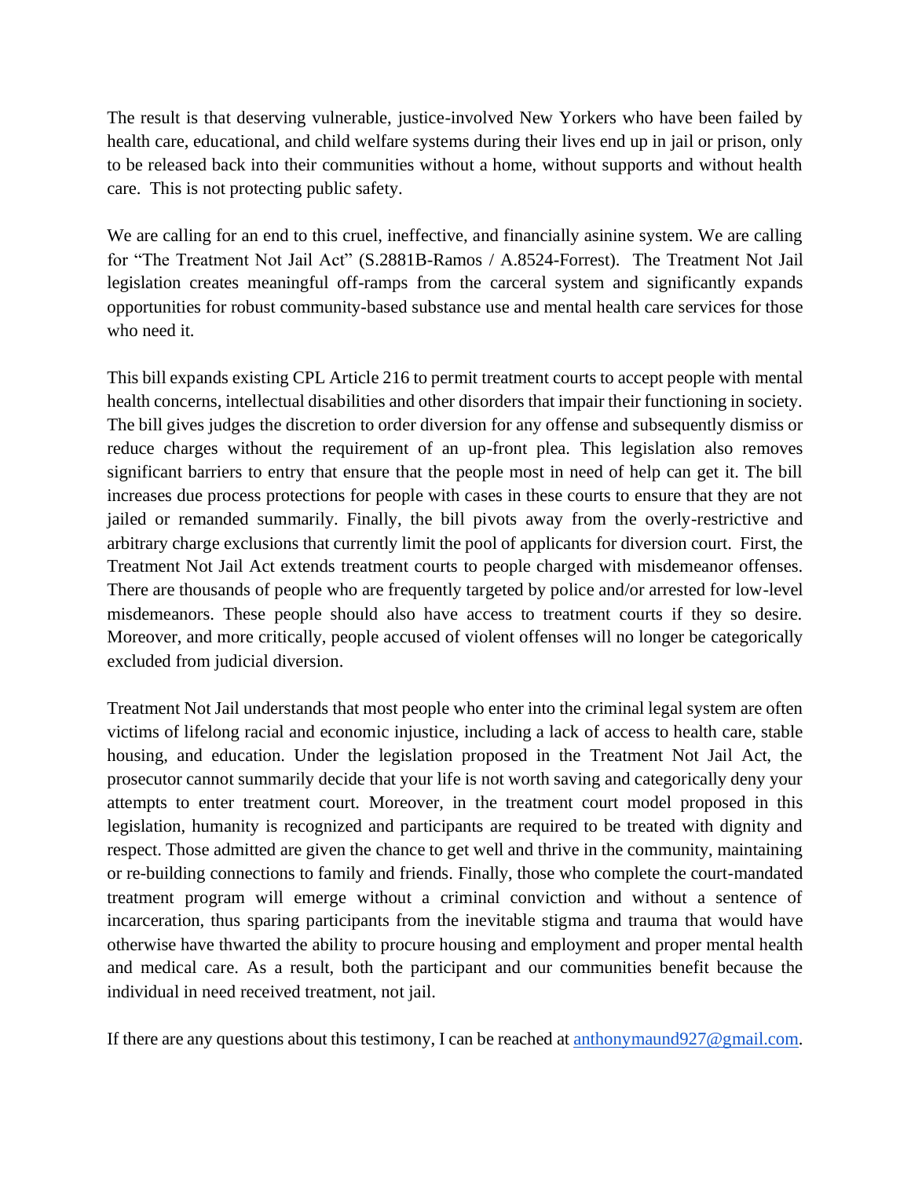The result is that deserving vulnerable, justice-involved New Yorkers who have been failed by health care, educational, and child welfare systems during their lives end up in jail or prison, only to be released back into their communities without a home, without supports and without health care. This is not protecting public safety.

We are calling for an end to this cruel, ineffective, and financially asinine system. We are calling for "The Treatment Not Jail Act" (S.2881B-Ramos / A.8524-Forrest). The Treatment Not Jail legislation creates meaningful off-ramps from the carceral system and significantly expands opportunities for robust community-based substance use and mental health care services for those who need it.

This bill expands existing CPL Article 216 to permit treatment courts to accept people with mental health concerns, intellectual disabilities and other disorders that impair their functioning in society. The bill gives judges the discretion to order diversion for any offense and subsequently dismiss or reduce charges without the requirement of an up-front plea. This legislation also removes significant barriers to entry that ensure that the people most in need of help can get it. The bill increases due process protections for people with cases in these courts to ensure that they are not jailed or remanded summarily. Finally, the bill pivots away from the overly-restrictive and arbitrary charge exclusions that currently limit the pool of applicants for diversion court. First, the Treatment Not Jail Act extends treatment courts to people charged with misdemeanor offenses. There are thousands of people who are frequently targeted by police and/or arrested for low-level misdemeanors. These people should also have access to treatment courts if they so desire. Moreover, and more critically, people accused of violent offenses will no longer be categorically excluded from judicial diversion.

Treatment Not Jail understands that most people who enter into the criminal legal system are often victims of lifelong racial and economic injustice, including a lack of access to health care, stable housing, and education. Under the legislation proposed in the Treatment Not Jail Act, the prosecutor cannot summarily decide that your life is not worth saving and categorically deny your attempts to enter treatment court. Moreover, in the treatment court model proposed in this legislation, humanity is recognized and participants are required to be treated with dignity and respect. Those admitted are given the chance to get well and thrive in the community, maintaining or re-building connections to family and friends. Finally, those who complete the court-mandated treatment program will emerge without a criminal conviction and without a sentence of incarceration, thus sparing participants from the inevitable stigma and trauma that would have otherwise have thwarted the ability to procure housing and employment and proper mental health and medical care. As a result, both the participant and our communities benefit because the individual in need received treatment, not jail.

If there are any questions about this testimony, I can be reached at anthonymaund927@gmail.com.